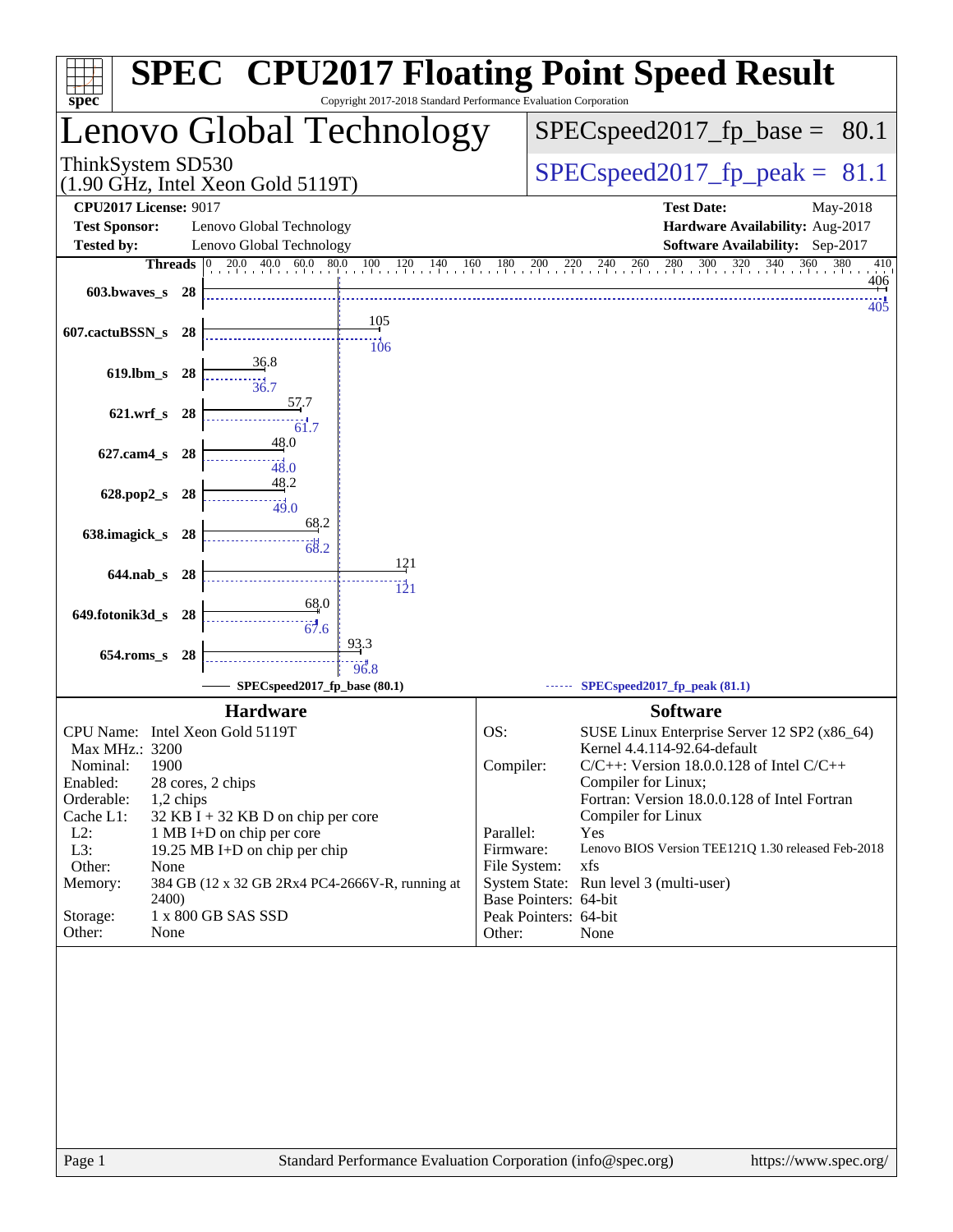# SPEC CPU2017 Floating Point Speed Result

Copyright 2017-2018 Standard Performance Evaluation Corporation

## Lenovo Global Technology

ThinkSystem SD530
(1.90 GHz, Intel Xeon Gold 5119T)

SPECspeed2017_fp_base = 80.1

SPECspeed2017_fp_peak = 81.1

**CPU2017 License:** 9017
**Test Sponsor:** Lenovo Global Technology
**Tested by:** Lenovo Global Technology

**Test Date:** May-2018
**Hardware Availability:** Aug-2017
**Software Availability:** Sep-2017

| Benchmark | Threads | Base | Peak |
|---|---|---|---|
| 603.bwaves_s | 28 | 406 | 405 |
| 607.cactuBSSN_s | 28 | 105 | 106 |
| 619.lbm_s | 28 | 36.8 | 36.7 |
| 621.wrf_s | 28 | 57.7 | 61.7 |
| 627.cam4_s | 28 | 48.0 | 48.0 |
| 628.pop2_s | 28 | 48.2 | 49.0 |
| 638.imagick_s | 28 | 68.2 | 68.2 |
| 644.nab_s | 28 | 121 | 121 |
| 649.fotonik3d_s | 28 | 68.0 | 67.6 |
| 654.roms_s | 28 | 93.3 | 96.8 |

SPECspeed2017_fp_base (80.1) — SPECspeed2017_fp_peak (81.1)

### Hardware

| | |
|---|---|
| CPU Name: | Intel Xeon Gold 5119T |
| Max MHz.: | 3200 |
| Nominal: | 1900 |
| Enabled: | 28 cores, 2 chips |
| Orderable: | 1,2 chips |
| Cache L1: | 32 KB I + 32 KB D on chip per core |
| L2: | 1 MB I+D on chip per core |
| L3: | 19.25 MB I+D on chip per chip |
| Other: | None |
| Memory: | 384 GB (12 x 32 GB 2Rx4 PC4-2666V-R, running at 2400) |
| Storage: | 1 x 800 GB SAS SSD |
| Other: | None |

### Software

| | |
|---|---|
| OS: | SUSE Linux Enterprise Server 12 SP2 (x86_64) Kernel 4.4.114-92.64-default |
| Compiler: | C/C++: Version 18.0.0.128 of Intel C/C++ Compiler for Linux; Fortran: Version 18.0.0.128 of Intel Fortran Compiler for Linux |
| Parallel: | Yes |
| Firmware: | Lenovo BIOS Version TEE121Q 1.30 released Feb-2018 |
| File System: | xfs |
| System State: | Run level 3 (multi-user) |
| Base Pointers: | 64-bit |
| Peak Pointers: | 64-bit |
| Other: | None |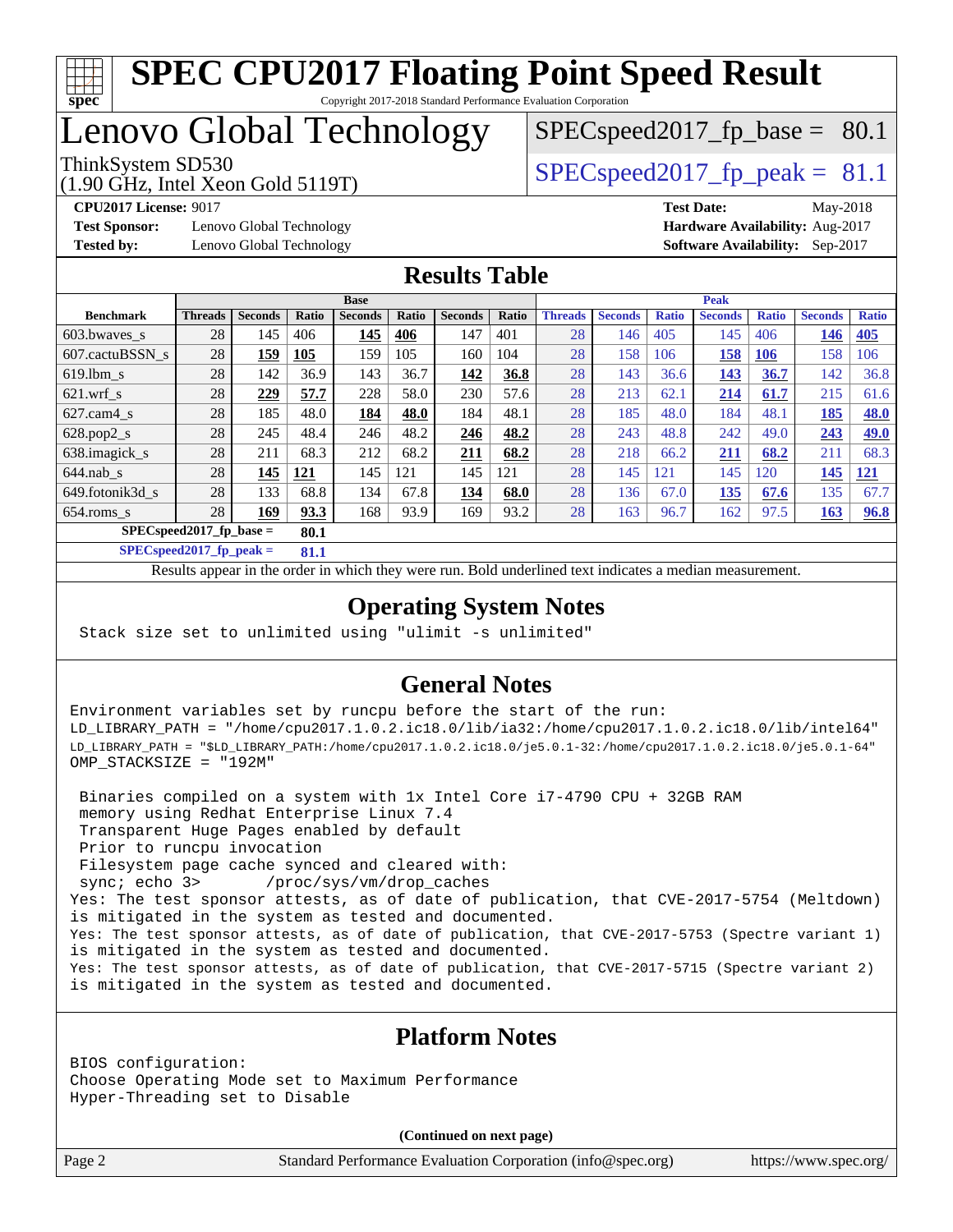# SPEC CPU2017 Floating Point Speed Result

Copyright 2017-2018 Standard Performance Evaluation Corporation

# Lenovo Global Technology

ThinkSystem SD530
(1.90 GHz, Intel Xeon Gold 5119T)

SPECspeed2017_fp_base = 80.1

SPECspeed2017_fp_peak = 81.1

**CPU2017 License:** 9017
**Test Sponsor:** Lenovo Global Technology
**Tested by:** Lenovo Global Technology

**Test Date:** May-2018
**Hardware Availability:** Aug-2017
**Software Availability:** Sep-2017

## Results Table

| Benchmark | Base | | | | | | | Peak | | | | | | |
|---|---|---|---|---|---|---|---|---|---|---|---|---|---|---|
| | Threads | Seconds | Ratio | Seconds | Ratio | Seconds | Ratio | Threads | Seconds | Ratio | Seconds | Ratio | Seconds | Ratio |
| 603.bwaves_s | 28 | 145 | 406 | **145** | **406** | 147 | 401 | 28 | 146 | 405 | 145 | 406 | **146** | **405** |
| 607.cactuBSSN_s | 28 | **159** | **105** | 159 | 105 | 160 | 104 | 28 | 158 | 106 | **158** | **106** | 158 | 106 |
| 619.lbm_s | 28 | 142 | 36.9 | 143 | 36.7 | **142** | **36.8** | 28 | 143 | 36.6 | **143** | **36.7** | 142 | 36.8 |
| 621.wrf_s | 28 | **229** | **57.7** | 228 | 58.0 | 230 | 57.6 | 28 | 213 | 62.1 | **214** | **61.7** | 215 | 61.6 |
| 627.cam4_s | 28 | 185 | 48.0 | **184** | **48.0** | 184 | 48.1 | 28 | 185 | 48.0 | 184 | 48.1 | **185** | **48.0** |
| 628.pop2_s | 28 | 245 | 48.4 | 246 | 48.2 | **246** | **48.2** | 28 | 243 | 48.8 | 242 | 49.0 | **243** | **49.0** |
| 638.imagick_s | 28 | 211 | 68.3 | 212 | 68.2 | **211** | **68.2** | 28 | 218 | 66.2 | **211** | **68.2** | 211 | 68.3 |
| 644.nab_s | 28 | **145** | **121** | 145 | 121 | 145 | 121 | 28 | 145 | 121 | 145 | 120 | **145** | **121** |
| 649.fotonik3d_s | 28 | 133 | 68.8 | 134 | 67.8 | **134** | **68.0** | 28 | 136 | 67.0 | **135** | **67.6** | 135 | 67.7 |
| 654.roms_s | 28 | **169** | **93.3** | 168 | 93.9 | 169 | 93.2 | 28 | 163 | 96.7 | 162 | 97.5 | **163** | **96.8** |

**SPECspeed2017_fp_base = 80.1**

**SPECspeed2017_fp_peak = 81.1**

Results appear in the order in which they were run. Bold underlined text indicates a median measurement.

## Operating System Notes

```
Stack size set to unlimited using "ulimit -s unlimited"
```

## General Notes

```
Environment variables set by runcpu before the start of the run:
LD_LIBRARY_PATH = "/home/cpu2017.1.0.2.ic18.0/lib/ia32:/home/cpu2017.1.0.2.ic18.0/lib/intel64"
LD_LIBRARY_PATH = "$LD_LIBRARY_PATH:/home/cpu2017.1.0.2.ic18.0/je5.0.1-32:/home/cpu2017.1.0.2.ic18.0/je5.0.1-64"
OMP_STACKSIZE = "192M"

 Binaries compiled on a system with 1x Intel Core i7-4790 CPU + 32GB RAM
 memory using Redhat Enterprise Linux 7.4
 Transparent Huge Pages enabled by default
 Prior to runcpu invocation
 Filesystem page cache synced and cleared with:
 sync; echo 3>       /proc/sys/vm/drop_caches
Yes: The test sponsor attests, as of date of publication, that CVE-2017-5754 (Meltdown)
is mitigated in the system as tested and documented.
Yes: The test sponsor attests, as of date of publication, that CVE-2017-5753 (Spectre variant 1)
is mitigated in the system as tested and documented.
Yes: The test sponsor attests, as of date of publication, that CVE-2017-5715 (Spectre variant 2)
is mitigated in the system as tested and documented.
```

## Platform Notes

```
BIOS configuration:
Choose Operating Mode set to Maximum Performance
Hyper-Threading set to Disable
```

**(Continued on next page)**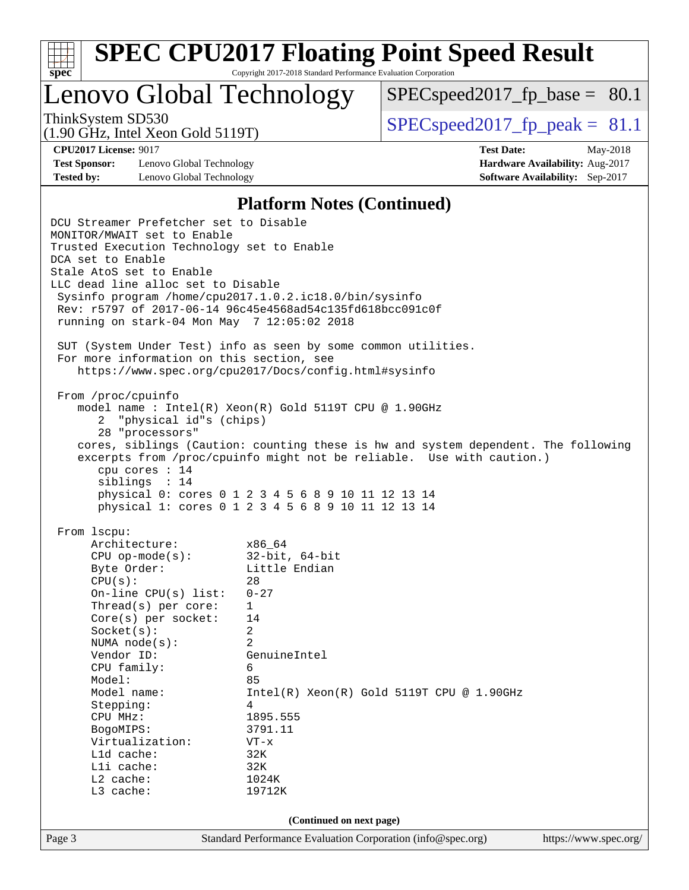## Platform Notes (Continued)

```
DCU Streamer Prefetcher set to Disable
MONITOR/MWAIT set to Enable
Trusted Execution Technology set to Enable
DCA set to Enable
Stale AtoS set to Enable
LLC dead line alloc set to Disable
 Sysinfo program /home/cpu2017.1.0.2.ic18.0/bin/sysinfo
 Rev: r5797 of 2017-06-14 96c45e4568ad54c135fd618bcc091c0f
 running on stark-04 Mon May  7 12:05:02 2018

 SUT (System Under Test) info as seen by some common utilities.
 For more information on this section, see
    https://www.spec.org/cpu2017/Docs/config.html#sysinfo

 From /proc/cpuinfo
    model name : Intel(R) Xeon(R) Gold 5119T CPU @ 1.90GHz
       2  "physical id"s (chips)
       28 "processors"
    cores, siblings (Caution: counting these is hw and system dependent. The following
    excerpts from /proc/cpuinfo might not be reliable.  Use with caution.)
       cpu cores : 14
       siblings  : 14
       physical 0: cores 0 1 2 3 4 5 6 8 9 10 11 12 13 14
       physical 1: cores 0 1 2 3 4 5 6 8 9 10 11 12 13 14

 From lscpu:
      Architecture:          x86_64
      CPU op-mode(s):        32-bit, 64-bit
      Byte Order:            Little Endian
      CPU(s):                28
      On-line CPU(s) list:   0-27
      Thread(s) per core:    1
      Core(s) per socket:    14
      Socket(s):             2
      NUMA node(s):          2
      Vendor ID:             GenuineIntel
      CPU family:            6
      Model:                 85
      Model name:            Intel(R) Xeon(R) Gold 5119T CPU @ 1.90GHz
      Stepping:              4
      CPU MHz:               1895.555
      BogoMIPS:              3791.11
      Virtualization:        VT-x
      L1d cache:             32K
      L1i cache:             32K
      L2 cache:              1024K
      L3 cache:              19712K
```

(Continued on next page)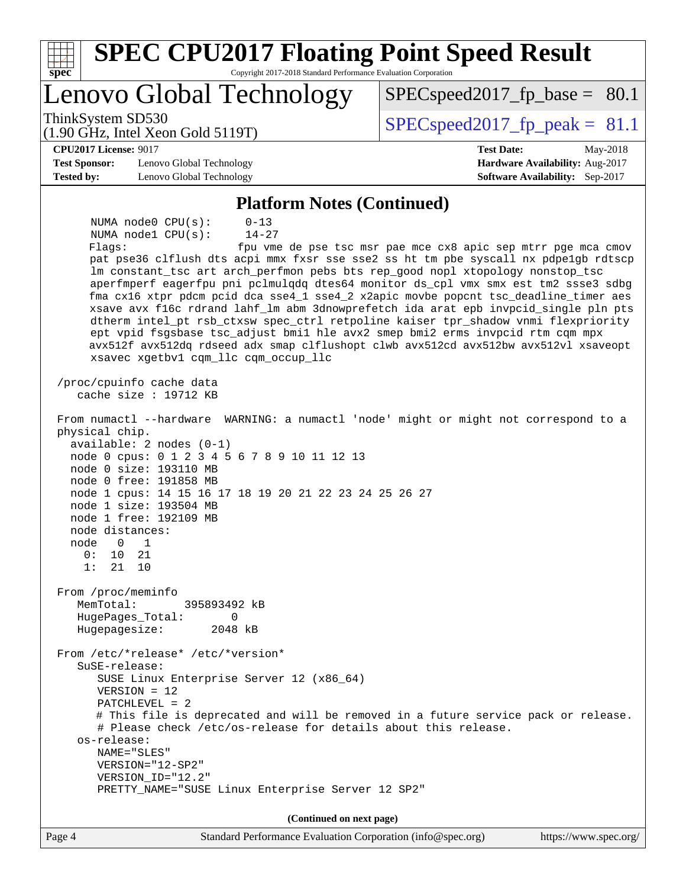## Platform Notes (Continued)

```
      NUMA node0 CPU(s):     0-13
      NUMA node1 CPU(s):     14-27
      Flags:                 fpu vme de pse tsc msr pae mce cx8 apic sep mtrr pge mca cmov
      pat pse36 clflush dts acpi mmx fxsr sse sse2 ss ht tm pbe syscall nx pdpe1gb rdtscp
      lm constant_tsc art arch_perfmon pebs bts rep_good nopl xtopology nonstop_tsc
      aperfmperf eagerfpu pni pclmulqdq dtes64 monitor ds_cpl vmx smx est tm2 ssse3 sdbg
      fma cx16 xtpr pdcm pcid dca sse4_1 sse4_2 x2apic movbe popcnt tsc_deadline_timer aes
      xsave avx f16c rdrand lahf_lm abm 3dnowprefetch ida arat epb invpcid_single pln pts
      dtherm intel_pt rsb_ctxsw spec_ctrl retpoline kaiser tpr_shadow vnmi flexpriority
      ept vpid fsgsbase tsc_adjust bmi1 hle avx2 smep bmi2 erms invpcid rtm cqm mpx
      avx512f avx512dq rdseed adx smap clflushopt clwb avx512cd avx512bw avx512vl xsaveopt
      xsavec xgetbv1 cqm_llc cqm_occup_llc

 /proc/cpuinfo cache data
    cache size : 19712 KB

 From numactl --hardware  WARNING: a numactl 'node' might or might not correspond to a
 physical chip.
   available: 2 nodes (0-1)
   node 0 cpus: 0 1 2 3 4 5 6 7 8 9 10 11 12 13
   node 0 size: 193110 MB
   node 0 free: 191858 MB
   node 1 cpus: 14 15 16 17 18 19 20 21 22 23 24 25 26 27
   node 1 size: 193504 MB
   node 1 free: 192109 MB
   node distances:
   node   0   1
     0:  10  21
     1:  21  10

 From /proc/meminfo
    MemTotal:       395893492 kB
    HugePages_Total:       0
    Hugepagesize:       2048 kB

 From /etc/*release* /etc/*version*
    SuSE-release:
       SUSE Linux Enterprise Server 12 (x86_64)
       VERSION = 12
       PATCHLEVEL = 2
       # This file is deprecated and will be removed in a future service pack or release.
       # Please check /etc/os-release for details about this release.
    os-release:
       NAME="SLES"
       VERSION="12-SP2"
       VERSION_ID="12.2"
       PRETTY_NAME="SUSE Linux Enterprise Server 12 SP2"
```

**(Continued on next page)**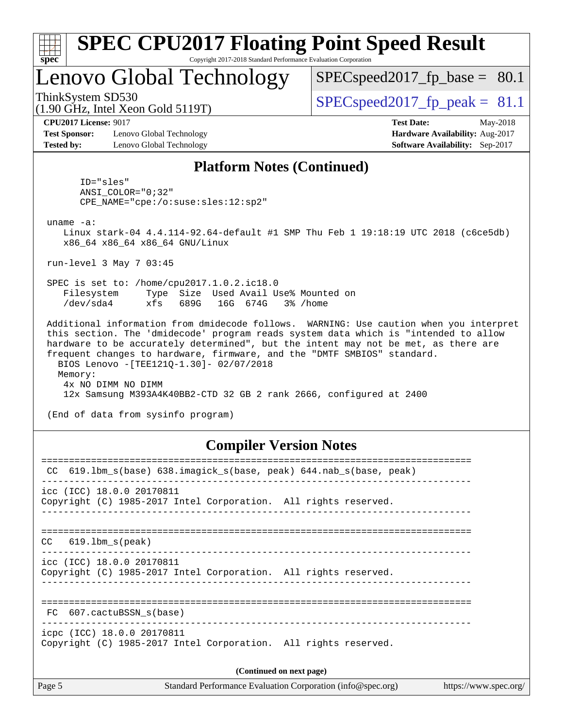## Platform Notes (Continued)

```
      ID="sles"
      ANSI_COLOR="0;32"
      CPE_NAME="cpe:/o:suse:sles:12:sp2"

 uname -a:
    Linux stark-04 4.4.114-92.64-default #1 SMP Thu Feb 1 19:18:19 UTC 2018 (c6ce5db)
    x86_64 x86_64 x86_64 GNU/Linux

 run-level 3 May 7 03:45

 SPEC is set to: /home/cpu2017.1.0.2.ic18.0
    Filesystem     Type  Size  Used Avail Use% Mounted on
    /dev/sda4      xfs   689G   16G  674G   3% /home

 Additional information from dmidecode follows.  WARNING: Use caution when you interpret
 this section. The 'dmidecode' program reads system data which is "intended to allow
 hardware to be accurately determined", but the intent may not be met, as there are
 frequent changes to hardware, firmware, and the "DMTF SMBIOS" standard.
   BIOS Lenovo -[TEE121Q-1.30]- 02/07/2018
   Memory:
    4x NO DIMM NO DIMM
    12x Samsung M393A4K40BB2-CTD 32 GB 2 rank 2666, configured at 2400

 (End of data from sysinfo program)
```

## Compiler Version Notes

```
==============================================================================
 CC  619.lbm_s(base) 638.imagick_s(base, peak) 644.nab_s(base, peak)
------------------------------------------------------------------------------
icc (ICC) 18.0.0 20170811
Copyright (C) 1985-2017 Intel Corporation.  All rights reserved.
------------------------------------------------------------------------------

==============================================================================
CC   619.lbm_s(peak)
------------------------------------------------------------------------------
icc (ICC) 18.0.0 20170811
Copyright (C) 1985-2017 Intel Corporation.  All rights reserved.
------------------------------------------------------------------------------

==============================================================================
 FC  607.cactuBSSN_s(base)
------------------------------------------------------------------------------
icpc (ICC) 18.0.0 20170811
Copyright (C) 1985-2017 Intel Corporation.  All rights reserved.
```

(Continued on next page)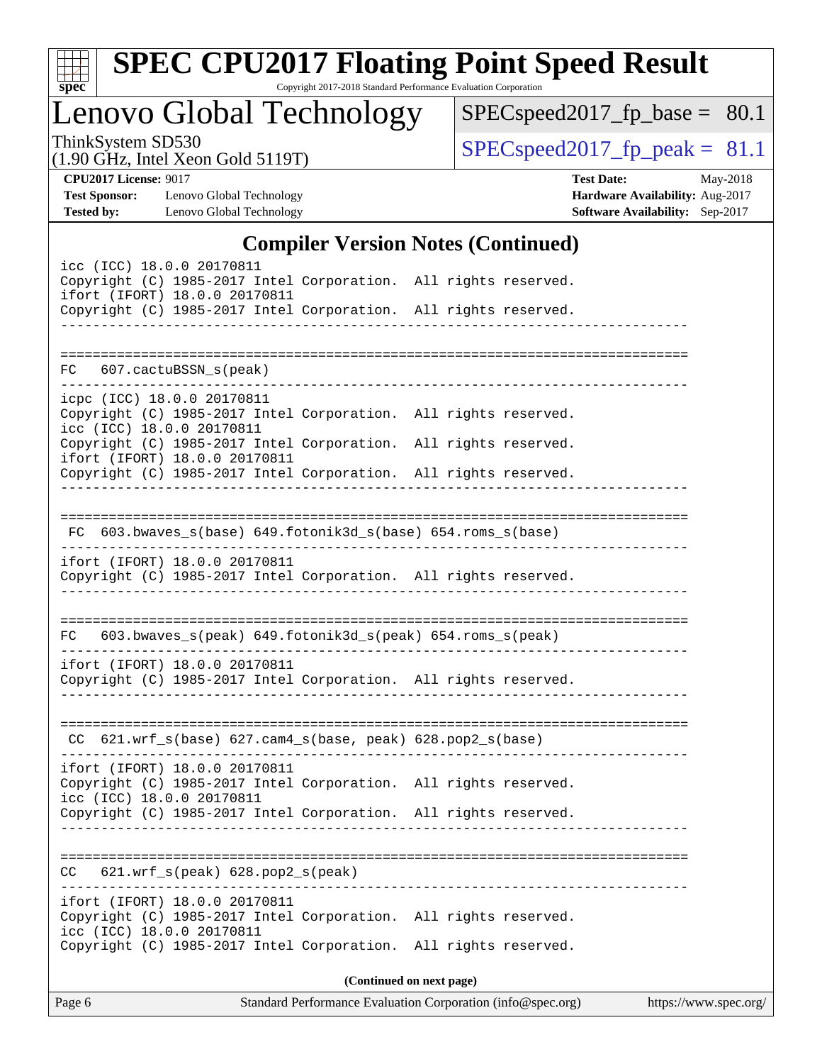## Compiler Version Notes (Continued)

```
icc (ICC) 18.0.0 20170811
Copyright (C) 1985-2017 Intel Corporation.  All rights reserved.
ifort (IFORT) 18.0.0 20170811
Copyright (C) 1985-2017 Intel Corporation.  All rights reserved.
------------------------------------------------------------------------------

==============================================================================
FC   607.cactuBSSN_s(peak)
------------------------------------------------------------------------------
icpc (ICC) 18.0.0 20170811
Copyright (C) 1985-2017 Intel Corporation.  All rights reserved.
icc (ICC) 18.0.0 20170811
Copyright (C) 1985-2017 Intel Corporation.  All rights reserved.
ifort (IFORT) 18.0.0 20170811
Copyright (C) 1985-2017 Intel Corporation.  All rights reserved.
------------------------------------------------------------------------------

==============================================================================
 FC  603.bwaves_s(base) 649.fotonik3d_s(base) 654.roms_s(base)
------------------------------------------------------------------------------
ifort (IFORT) 18.0.0 20170811
Copyright (C) 1985-2017 Intel Corporation.  All rights reserved.
------------------------------------------------------------------------------

==============================================================================
FC   603.bwaves_s(peak) 649.fotonik3d_s(peak) 654.roms_s(peak)
------------------------------------------------------------------------------
ifort (IFORT) 18.0.0 20170811
Copyright (C) 1985-2017 Intel Corporation.  All rights reserved.
------------------------------------------------------------------------------

==============================================================================
 CC  621.wrf_s(base) 627.cam4_s(base, peak) 628.pop2_s(base)
------------------------------------------------------------------------------
ifort (IFORT) 18.0.0 20170811
Copyright (C) 1985-2017 Intel Corporation.  All rights reserved.
icc (ICC) 18.0.0 20170811
Copyright (C) 1985-2017 Intel Corporation.  All rights reserved.
------------------------------------------------------------------------------

==============================================================================
CC   621.wrf_s(peak) 628.pop2_s(peak)
------------------------------------------------------------------------------
ifort (IFORT) 18.0.0 20170811
Copyright (C) 1985-2017 Intel Corporation.  All rights reserved.
icc (ICC) 18.0.0 20170811
Copyright (C) 1985-2017 Intel Corporation.  All rights reserved.
```

**(Continued on next page)**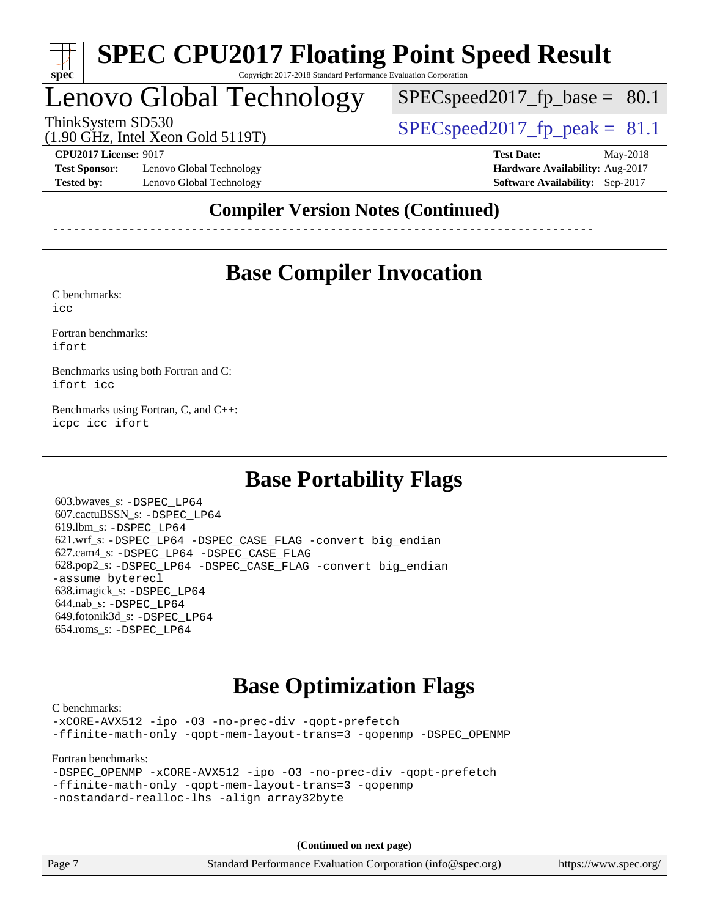## Compiler Version Notes (Continued)

------------------------------------------------------------------------------

## Base Compiler Invocation

C benchmarks:
icc

Fortran benchmarks:
ifort

Benchmarks using both Fortran and C:
ifort icc

Benchmarks using Fortran, C, and C++:
icpc icc ifort

## Base Portability Flags

603.bwaves_s: -DSPEC_LP64
607.cactuBSSN_s: -DSPEC_LP64
619.lbm_s: -DSPEC_LP64
621.wrf_s: -DSPEC_LP64 -DSPEC_CASE_FLAG -convert big_endian
627.cam4_s: -DSPEC_LP64 -DSPEC_CASE_FLAG
628.pop2_s: -DSPEC_LP64 -DSPEC_CASE_FLAG -convert big_endian -assume byterecl
638.imagick_s: -DSPEC_LP64
644.nab_s: -DSPEC_LP64
649.fotonik3d_s: -DSPEC_LP64
654.roms_s: -DSPEC_LP64

## Base Optimization Flags

C benchmarks:
-xCORE-AVX512 -ipo -O3 -no-prec-div -qopt-prefetch -ffinite-math-only -qopt-mem-layout-trans=3 -qopenmp -DSPEC_OPENMP

Fortran benchmarks:
-DSPEC_OPENMP -xCORE-AVX512 -ipo -O3 -no-prec-div -qopt-prefetch -ffinite-math-only -qopt-mem-layout-trans=3 -qopenmp -nostandard-realloc-lhs -align array32byte

**(Continued on next page)**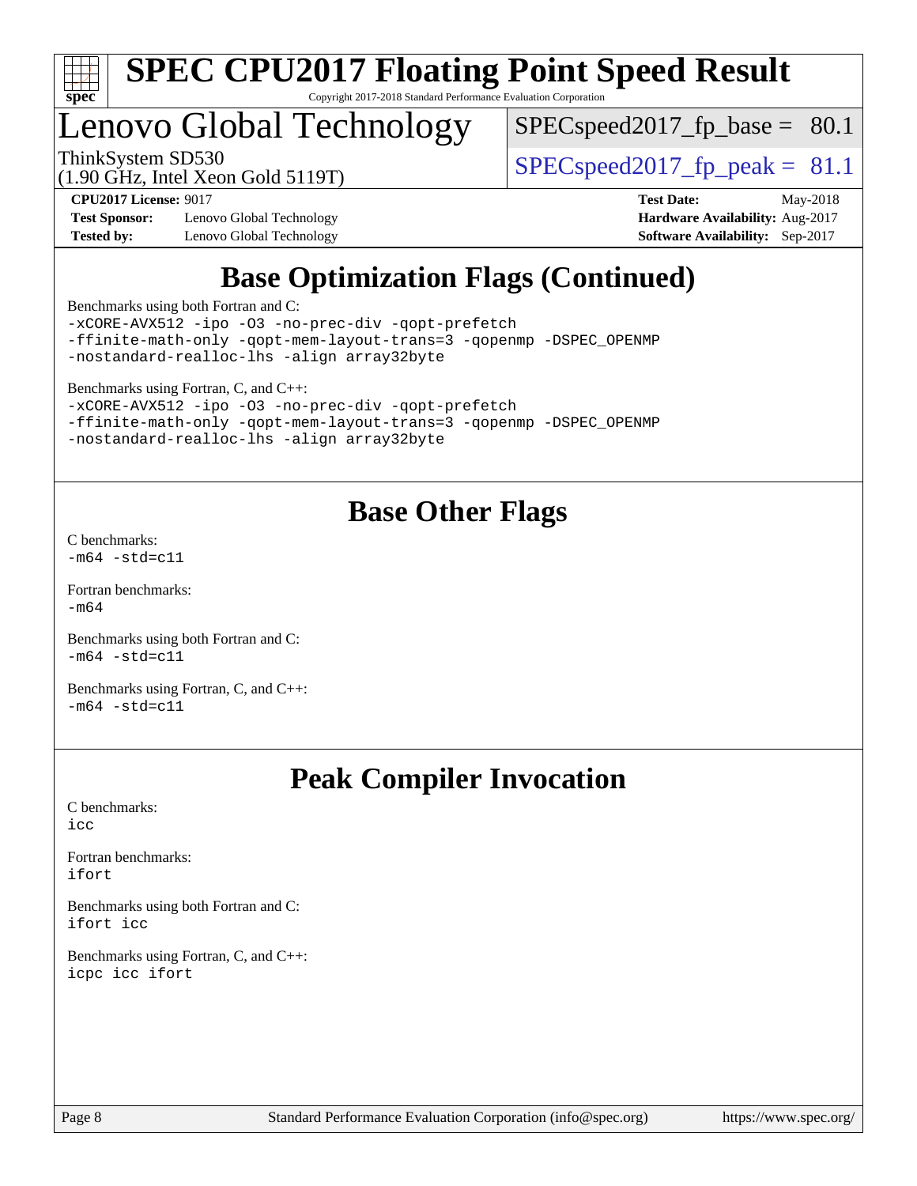# SPEC CPU2017 Floating Point Speed Result

Copyright 2017-2018 Standard Performance Evaluation Corporation

## Lenovo Global Technology

ThinkSystem SD530
(1.90 GHz, Intel Xeon Gold 5119T)

SPECspeed2017_fp_base = 80.1

SPECspeed2017_fp_peak = 81.1

**CPU2017 License:** 9017
**Test Sponsor:** Lenovo Global Technology
**Tested by:** Lenovo Global Technology

**Test Date:** May-2018
**Hardware Availability:** Aug-2017
**Software Availability:** Sep-2017

## Base Optimization Flags (Continued)

Benchmarks using both Fortran and C:
```
-xCORE-AVX512 -ipo -O3 -no-prec-div -qopt-prefetch
-ffinite-math-only -qopt-mem-layout-trans=3 -qopenmp -DSPEC_OPENMP
-nostandard-realloc-lhs -align array32byte
```

Benchmarks using Fortran, C, and C++:
```
-xCORE-AVX512 -ipo -O3 -no-prec-div -qopt-prefetch
-ffinite-math-only -qopt-mem-layout-trans=3 -qopenmp -DSPEC_OPENMP
-nostandard-realloc-lhs -align array32byte
```

## Base Other Flags

C benchmarks:
```
-m64 -std=c11
```

Fortran benchmarks:
```
-m64
```

Benchmarks using both Fortran and C:
```
-m64 -std=c11
```

Benchmarks using Fortran, C, and C++:
```
-m64 -std=c11
```

## Peak Compiler Invocation

C benchmarks:
```
icc
```

Fortran benchmarks:
```
ifort
```

Benchmarks using both Fortran and C:
```
ifort icc
```

Benchmarks using Fortran, C, and C++:
```
icpc icc ifort
```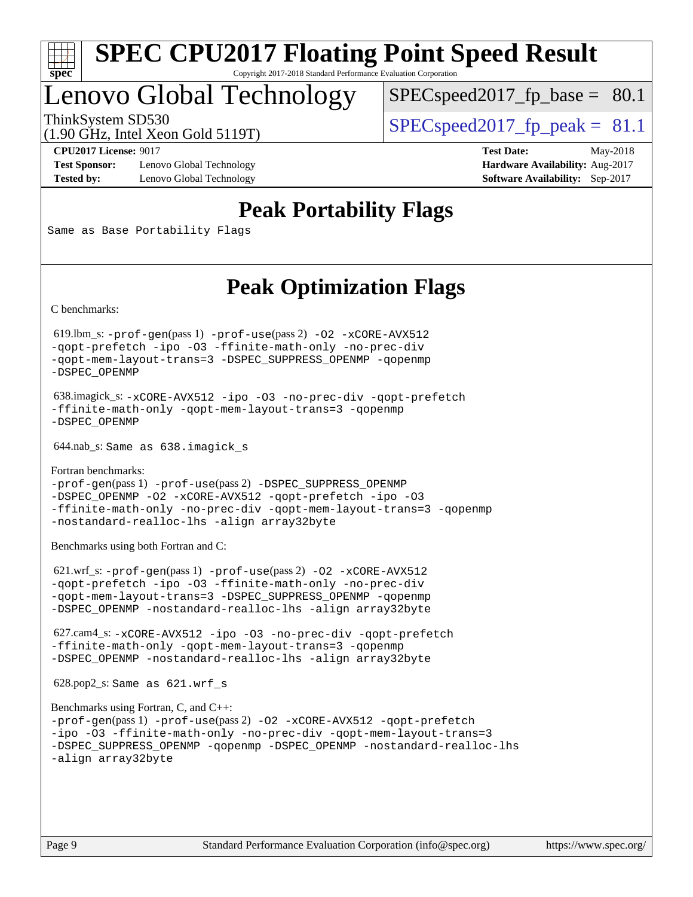# SPEC CPU2017 Floating Point Speed Result

Copyright 2017-2018 Standard Performance Evaluation Corporation

## Lenovo Global Technology

ThinkSystem SD530
(1.90 GHz, Intel Xeon Gold 5119T)

SPECspeed2017_fp_base = 80.1

SPECspeed2017_fp_peak = 81.1

**CPU2017 License:** 9017
**Test Sponsor:** Lenovo Global Technology
**Tested by:** Lenovo Global Technology

**Test Date:** May-2018
**Hardware Availability:** Aug-2017
**Software Availability:** Sep-2017

## Peak Portability Flags

Same as Base Portability Flags

## Peak Optimization Flags

C benchmarks:

619.lbm_s: -prof-gen(pass 1) -prof-use(pass 2) -O2 -xCORE-AVX512 -qopt-prefetch -ipo -O3 -ffinite-math-only -no-prec-div -qopt-mem-layout-trans=3 -DSPEC_SUPPRESS_OPENMP -qopenmp -DSPEC_OPENMP

638.imagick_s: -xCORE-AVX512 -ipo -O3 -no-prec-div -qopt-prefetch -ffinite-math-only -qopt-mem-layout-trans=3 -qopenmp -DSPEC_OPENMP

644.nab_s: Same as 638.imagick_s

Fortran benchmarks:
-prof-gen(pass 1) -prof-use(pass 2) -DSPEC_SUPPRESS_OPENMP -DSPEC_OPENMP -O2 -xCORE-AVX512 -qopt-prefetch -ipo -O3 -ffinite-math-only -no-prec-div -qopt-mem-layout-trans=3 -qopenmp -nostandard-realloc-lhs -align array32byte

Benchmarks using both Fortran and C:

621.wrf_s: -prof-gen(pass 1) -prof-use(pass 2) -O2 -xCORE-AVX512 -qopt-prefetch -ipo -O3 -ffinite-math-only -no-prec-div -qopt-mem-layout-trans=3 -DSPEC_SUPPRESS_OPENMP -qopenmp -DSPEC_OPENMP -nostandard-realloc-lhs -align array32byte

627.cam4_s: -xCORE-AVX512 -ipo -O3 -no-prec-div -qopt-prefetch -ffinite-math-only -qopt-mem-layout-trans=3 -qopenmp -DSPEC_OPENMP -nostandard-realloc-lhs -align array32byte

628.pop2_s: Same as 621.wrf_s

Benchmarks using Fortran, C, and C++:
-prof-gen(pass 1) -prof-use(pass 2) -O2 -xCORE-AVX512 -qopt-prefetch -ipo -O3 -ffinite-math-only -no-prec-div -qopt-mem-layout-trans=3 -DSPEC_SUPPRESS_OPENMP -qopenmp -DSPEC_OPENMP -nostandard-realloc-lhs -align array32byte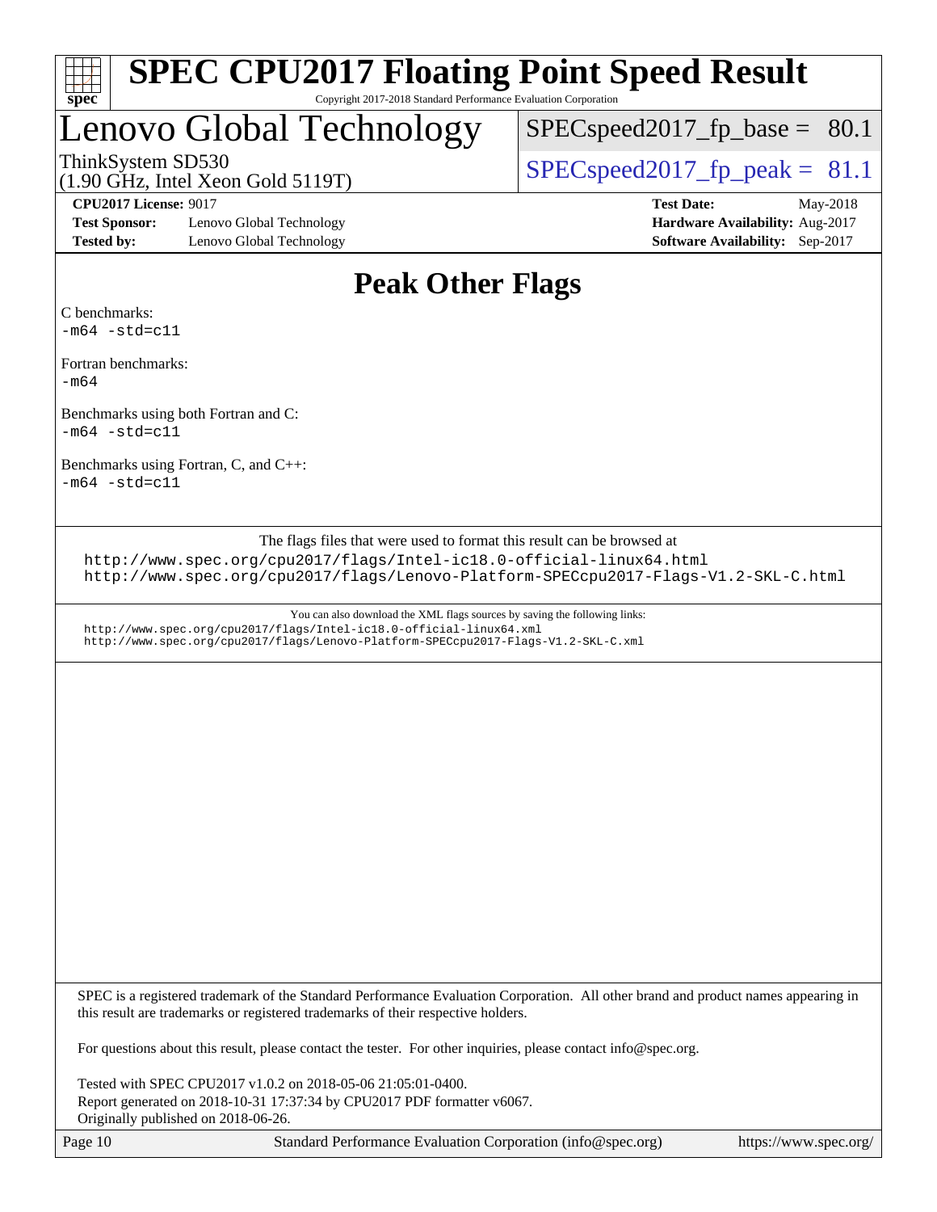# SPEC CPU2017 Floating Point Speed Result

Copyright 2017-2018 Standard Performance Evaluation Corporation

## Lenovo Global Technology

ThinkSystem SD530
(1.90 GHz, Intel Xeon Gold 5119T)

SPECspeed2017_fp_base = 80.1

SPECspeed2017_fp_peak = 81.1

**CPU2017 License:** 9017
**Test Sponsor:** Lenovo Global Technology
**Tested by:** Lenovo Global Technology

**Test Date:** May-2018
**Hardware Availability:** Aug-2017
**Software Availability:** Sep-2017

## Peak Other Flags

C benchmarks:
-m64 -std=c11

Fortran benchmarks:
-m64

Benchmarks using both Fortran and C:
-m64 -std=c11

Benchmarks using Fortran, C, and C++:
-m64 -std=c11

The flags files that were used to format this result can be browsed at
http://www.spec.org/cpu2017/flags/Intel-ic18.0-official-linux64.html
http://www.spec.org/cpu2017/flags/Lenovo-Platform-SPECcpu2017-Flags-V1.2-SKL-C.html

You can also download the XML flags sources by saving the following links:
http://www.spec.org/cpu2017/flags/Intel-ic18.0-official-linux64.xml
http://www.spec.org/cpu2017/flags/Lenovo-Platform-SPECcpu2017-Flags-V1.2-SKL-C.xml

SPEC is a registered trademark of the Standard Performance Evaluation Corporation. All other brand and product names appearing in this result are trademarks or registered trademarks of their respective holders.

For questions about this result, please contact the tester. For other inquiries, please contact info@spec.org.

Tested with SPEC CPU2017 v1.0.2 on 2018-05-06 21:05:01-0400.
Report generated on 2018-10-31 17:37:34 by CPU2017 PDF formatter v6067.
Originally published on 2018-06-26.